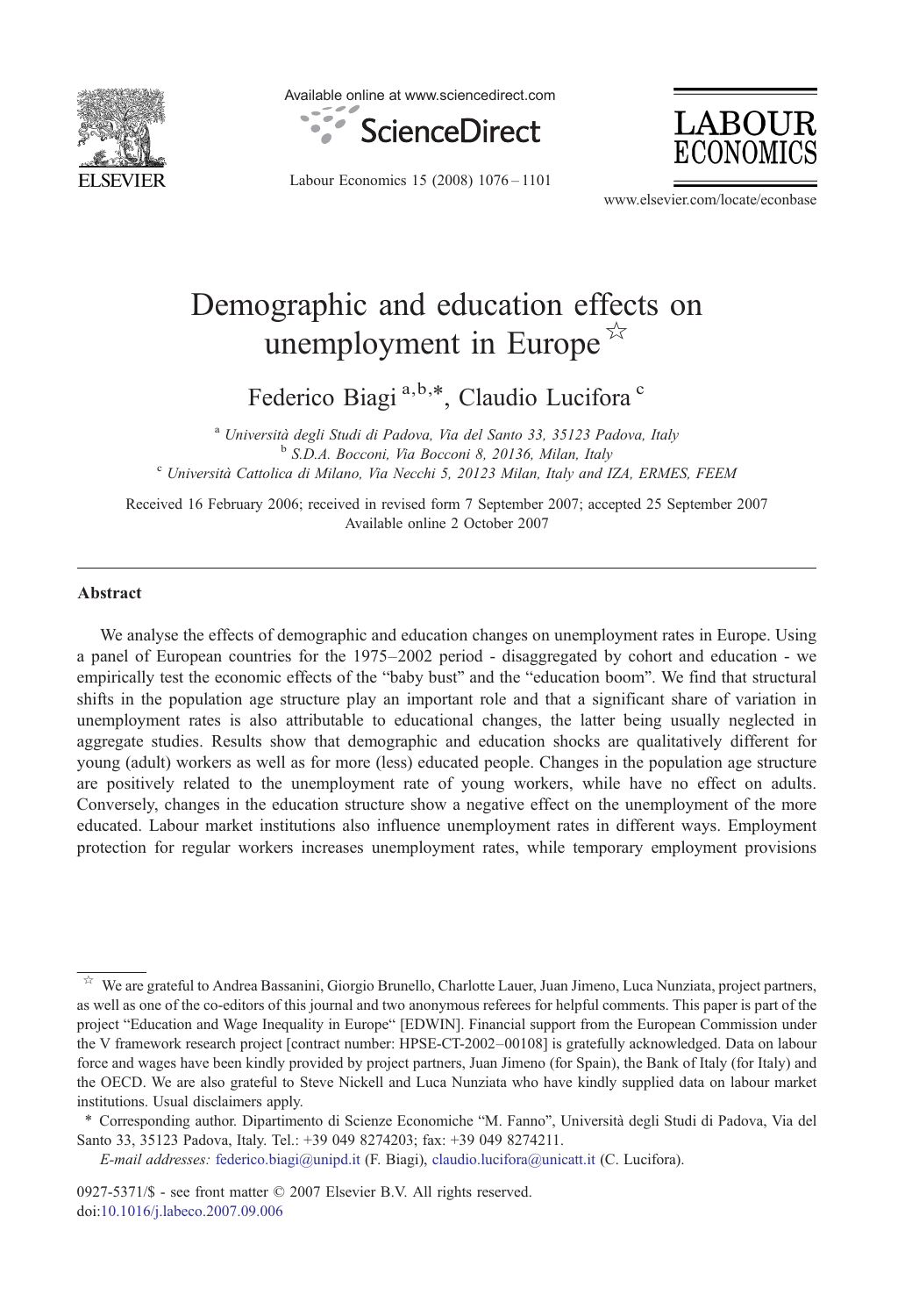# Demographic and education effects on unemployment in Europe ☆

Federico Biagi [a,b,*], Claudio Lucifora [c]

[a] *Università degli Studi di Padova, Via del Santo 33, 35123 Padova, Italy*
[b] *S.D.A. Bocconi, Via Bocconi 8, 20136, Milan, Italy*
[c] *Università Cattolica di Milano, Via Necchi 5, 20123 Milan, Italy and IZA, ERMES, FEEM*

Received 16 February 2006; received in revised form 7 September 2007; accepted 25 September 2007
Available online 2 October 2007

## Abstract

We analyse the effects of demographic and education changes on unemployment rates in Europe. Using a panel of European countries for the 1975–2002 period - disaggregated by cohort and education - we empirically test the economic effects of the "baby bust" and the "education boom". We find that structural shifts in the population age structure play an important role and that a significant share of variation in unemployment rates is also attributable to educational changes, the latter being usually neglected in aggregate studies. Results show that demographic and education shocks are qualitatively different for young (adult) workers as well as for more (less) educated people. Changes in the population age structure are positively related to the unemployment rate of young workers, while have no effect on adults. Conversely, changes in the education structure show a negative effect on the unemployment of the more educated. Labour market institutions also influence unemployment rates in different ways. Employment protection for regular workers increases unemployment rates, while temporary employment provisions

---

☆ We are grateful to Andrea Bassanini, Giorgio Brunello, Charlotte Lauer, Juan Jimeno, Luca Nunziata, project partners, as well as one of the co-editors of this journal and two anonymous referees for helpful comments. This paper is part of the project "Education and Wage Inequality in Europe" [EDWIN]. Financial support from the European Commission under the V framework research project [contract number: HPSE-CT-2002–00108] is gratefully acknowledged. Data on labour force and wages have been kindly provided by project partners, Juan Jimeno (for Spain), the Bank of Italy (for Italy) and the OECD. We are also grateful to Steve Nickell and Luca Nunziata who have kindly supplied data on labour market institutions. Usual disclaimers apply.

\* Corresponding author. Dipartimento di Scienze Economiche "M. Fanno", Università degli Studi di Padova, Via del Santo 33, 35123 Padova, Italy. Tel.: +39 049 8274203; fax: +39 049 8274211.

*E-mail addresses:* federico.biagi@unipd.it (F. Biagi), claudio.lucifora@unicatt.it (C. Lucifora).

0927-5371/$ - see front matter © 2007 Elsevier B.V. All rights reserved.
doi:10.1016/j.labeco.2007.09.006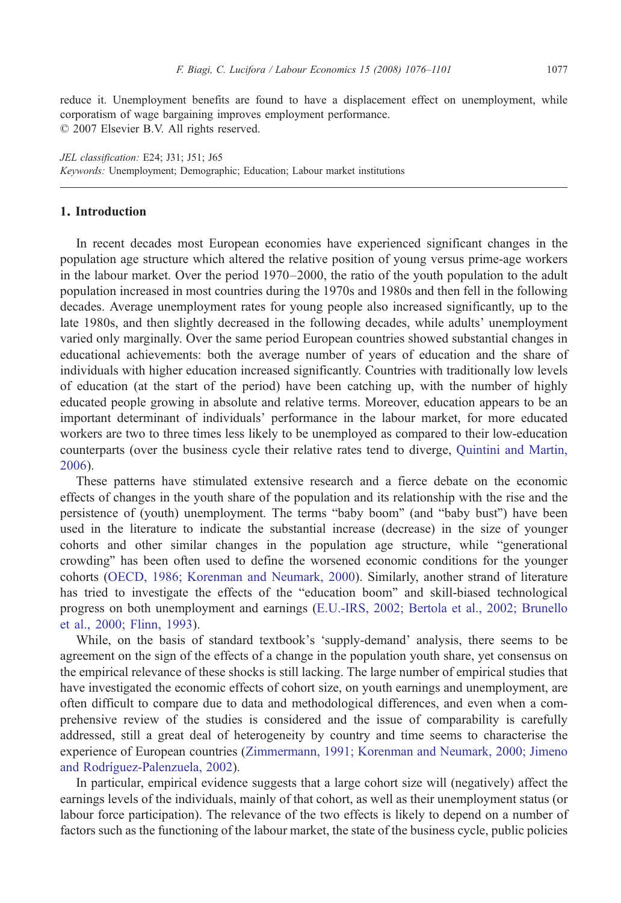reduce it. Unemployment benefits are found to have a displacement effect on unemployment, while corporatism of wage bargaining improves employment performance.
© 2007 Elsevier B.V. All rights reserved.

*JEL classification:* E24; J31; J51; J65
*Keywords:* Unemployment; Demographic; Education; Labour market institutions

## 1. Introduction

In recent decades most European economies have experienced significant changes in the population age structure which altered the relative position of young versus prime-age workers in the labour market. Over the period 1970–2000, the ratio of the youth population to the adult population increased in most countries during the 1970s and 1980s and then fell in the following decades. Average unemployment rates for young people also increased significantly, up to the late 1980s, and then slightly decreased in the following decades, while adults' unemployment varied only marginally. Over the same period European countries showed substantial changes in educational achievements: both the average number of years of education and the share of individuals with higher education increased significantly. Countries with traditionally low levels of education (at the start of the period) have been catching up, with the number of highly educated people growing in absolute and relative terms. Moreover, education appears to be an important determinant of individuals' performance in the labour market, for more educated workers are two to three times less likely to be unemployed as compared to their low-education counterparts (over the business cycle their relative rates tend to diverge, Quintini and Martin, 2006).

These patterns have stimulated extensive research and a fierce debate on the economic effects of changes in the youth share of the population and its relationship with the rise and the persistence of (youth) unemployment. The terms "baby boom" (and "baby bust") have been used in the literature to indicate the substantial increase (decrease) in the size of younger cohorts and other similar changes in the population age structure, while "generational crowding" has been often used to define the worsened economic conditions for the younger cohorts (OECD, 1986; Korenman and Neumark, 2000). Similarly, another strand of literature has tried to investigate the effects of the "education boom" and skill-biased technological progress on both unemployment and earnings (E.U.-IRS, 2002; Bertola et al., 2002; Brunello et al., 2000; Flinn, 1993).

While, on the basis of standard textbook's 'supply-demand' analysis, there seems to be agreement on the sign of the effects of a change in the population youth share, yet consensus on the empirical relevance of these shocks is still lacking. The large number of empirical studies that have investigated the economic effects of cohort size, on youth earnings and unemployment, are often difficult to compare due to data and methodological differences, and even when a comprehensive review of the studies is considered and the issue of comparability is carefully addressed, still a great deal of heterogeneity by country and time seems to characterise the experience of European countries (Zimmermann, 1991; Korenman and Neumark, 2000; Jimeno and Rodríguez-Palenzuela, 2002).

In particular, empirical evidence suggests that a large cohort size will (negatively) affect the earnings levels of the individuals, mainly of that cohort, as well as their unemployment status (or labour force participation). The relevance of the two effects is likely to depend on a number of factors such as the functioning of the labour market, the state of the business cycle, public policies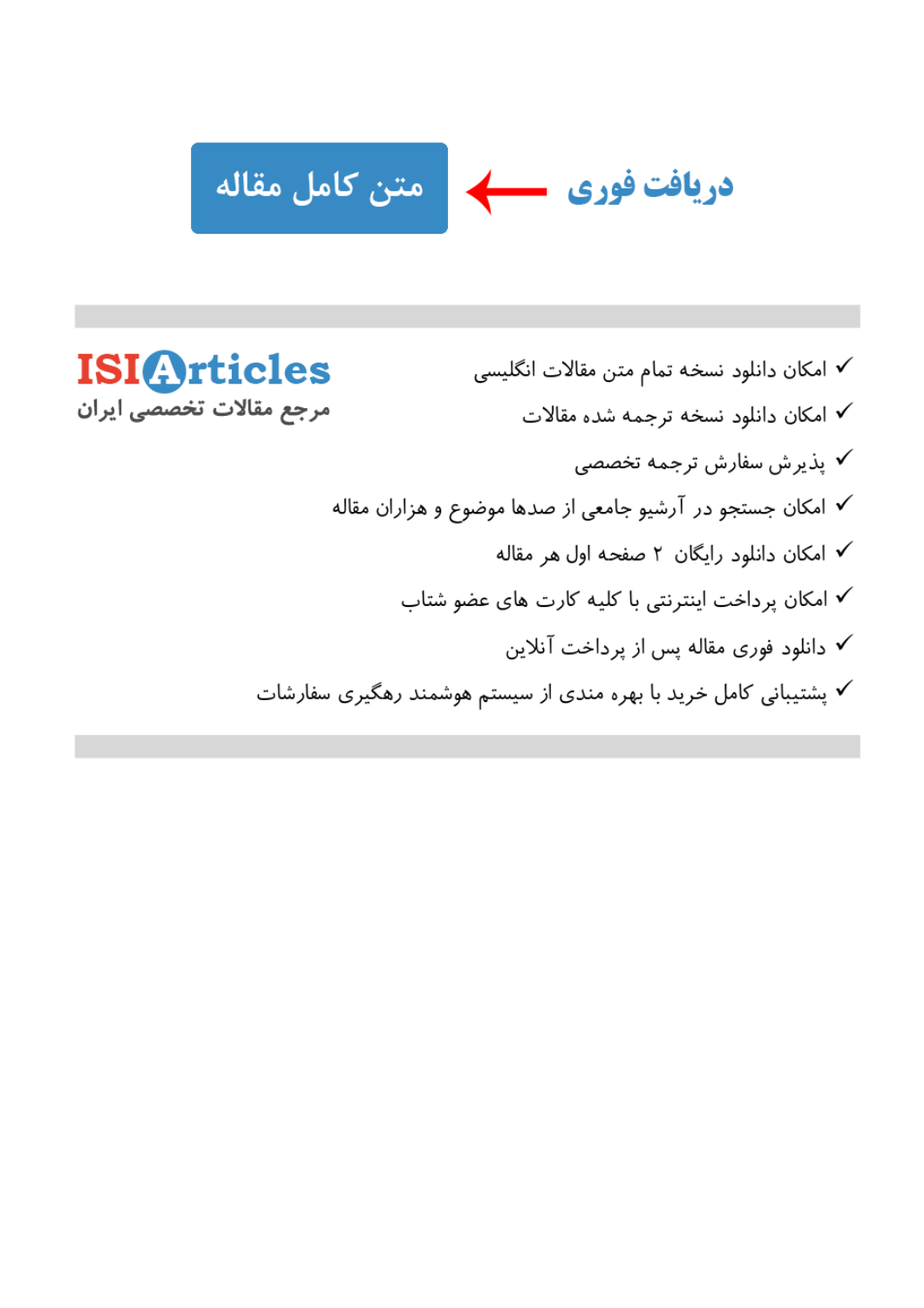دریافت فوری ← **متن کامل مقاله**

**ISIArticles**
مرجع مقالات تخصصی ایران

- ✓ امکان دانلود نسخه تمام متن مقالات انگلیسی
- ✓ امکان دانلود نسخه ترجمه شده مقالات
- ✓ پذیرش سفارش ترجمه تخصصی
- ✓ امکان جستجو در آرشیو جامعی از صدها موضوع و هزاران مقاله
- ✓ امکان دانلود رایگان ۲ صفحه اول هر مقاله
- ✓ امکان پرداخت اینترنتی با کلیه کارت های عضو شتاب
- ✓ دانلود فوری مقاله پس از پرداخت آنلاین
- ✓ پشتیبانی کامل خرید با بهره مندی از سیستم هوشمند رهگیری سفارشات